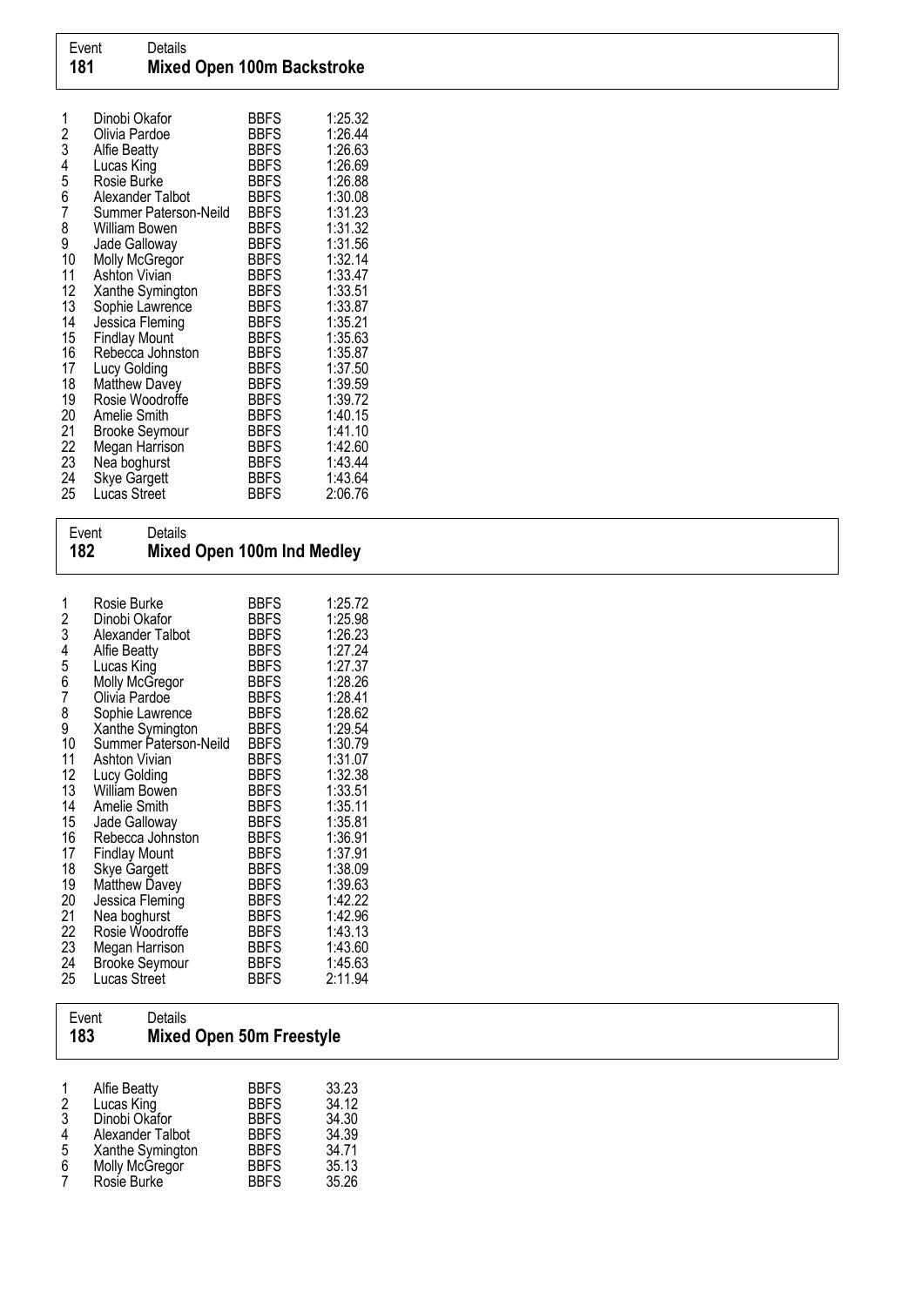## Event 181 — Mixed Open 100m Backstroke

| | | | |
|---|---|---|---|
| 1 | Dinobi Okafor | BBFS | 1:25.32 |
| 2 | Olivia Pardoe | BBFS | 1:26.44 |
| 3 | Alfie Beatty | BBFS | 1:26.63 |
| 4 | Lucas King | BBFS | 1:26.69 |
| 5 | Rosie Burke | BBFS | 1:26.88 |
| 6 | Alexander Talbot | BBFS | 1:30.08 |
| 7 | Summer Paterson-Neild | BBFS | 1:31.23 |
| 8 | William Bowen | BBFS | 1:31.32 |
| 9 | Jade Galloway | BBFS | 1:31.56 |
| 10 | Molly McGregor | BBFS | 1:32.14 |
| 11 | Ashton Vivian | BBFS | 1:33.47 |
| 12 | Xanthe Symington | BBFS | 1:33.51 |
| 13 | Sophie Lawrence | BBFS | 1:33.87 |
| 14 | Jessica Fleming | BBFS | 1:35.21 |
| 15 | Findlay Mount | BBFS | 1:35.63 |
| 16 | Rebecca Johnston | BBFS | 1:35.87 |
| 17 | Lucy Golding | BBFS | 1:37.50 |
| 18 | Matthew Davey | BBFS | 1:39.59 |
| 19 | Rosie Woodroffe | BBFS | 1:39.72 |
| 20 | Amelie Smith | BBFS | 1:40.15 |
| 21 | Brooke Seymour | BBFS | 1:41.10 |
| 22 | Megan Harrison | BBFS | 1:42.60 |
| 23 | Nea boghurst | BBFS | 1:43.44 |
| 24 | Skye Gargett | BBFS | 1:43.64 |
| 25 | Lucas Street | BBFS | 2:06.76 |

## Event 182 — Mixed Open 100m Ind Medley

| | | | |
|---|---|---|---|
| 1 | Rosie Burke | BBFS | 1:25.72 |
| 2 | Dinobi Okafor | BBFS | 1:25.98 |
| 3 | Alexander Talbot | BBFS | 1:26.23 |
| 4 | Alfie Beatty | BBFS | 1:27.24 |
| 5 | Lucas King | BBFS | 1:27.37 |
| 6 | Molly McGregor | BBFS | 1:28.26 |
| 7 | Olivia Pardoe | BBFS | 1:28.41 |
| 8 | Sophie Lawrence | BBFS | 1:28.62 |
| 9 | Xanthe Symington | BBFS | 1:29.54 |
| 10 | Summer Paterson-Neild | BBFS | 1:30.79 |
| 11 | Ashton Vivian | BBFS | 1:31.07 |
| 12 | Lucy Golding | BBFS | 1:32.38 |
| 13 | William Bowen | BBFS | 1:33.51 |
| 14 | Amelie Smith | BBFS | 1:35.11 |
| 15 | Jade Galloway | BBFS | 1:35.81 |
| 16 | Rebecca Johnston | BBFS | 1:36.91 |
| 17 | Findlay Mount | BBFS | 1:37.91 |
| 18 | Skye Gargett | BBFS | 1:38.09 |
| 19 | Matthew Davey | BBFS | 1:39.63 |
| 20 | Jessica Fleming | BBFS | 1:42.22 |
| 21 | Nea boghurst | BBFS | 1:42.96 |
| 22 | Rosie Woodroffe | BBFS | 1:43.13 |
| 23 | Megan Harrison | BBFS | 1:43.60 |
| 24 | Brooke Seymour | BBFS | 1:45.63 |
| 25 | Lucas Street | BBFS | 2:11.94 |

## Event 183 — Mixed Open 50m Freestyle

| | | | |
|---|---|---|---|
| 1 | Alfie Beatty | BBFS | 33.23 |
| 2 | Lucas King | BBFS | 34.12 |
| 3 | Dinobi Okafor | BBFS | 34.30 |
| 4 | Alexander Talbot | BBFS | 34.39 |
| 5 | Xanthe Symington | BBFS | 34.71 |
| 6 | Molly McGregor | BBFS | 35.13 |
| 7 | Rosie Burke | BBFS | 35.26 |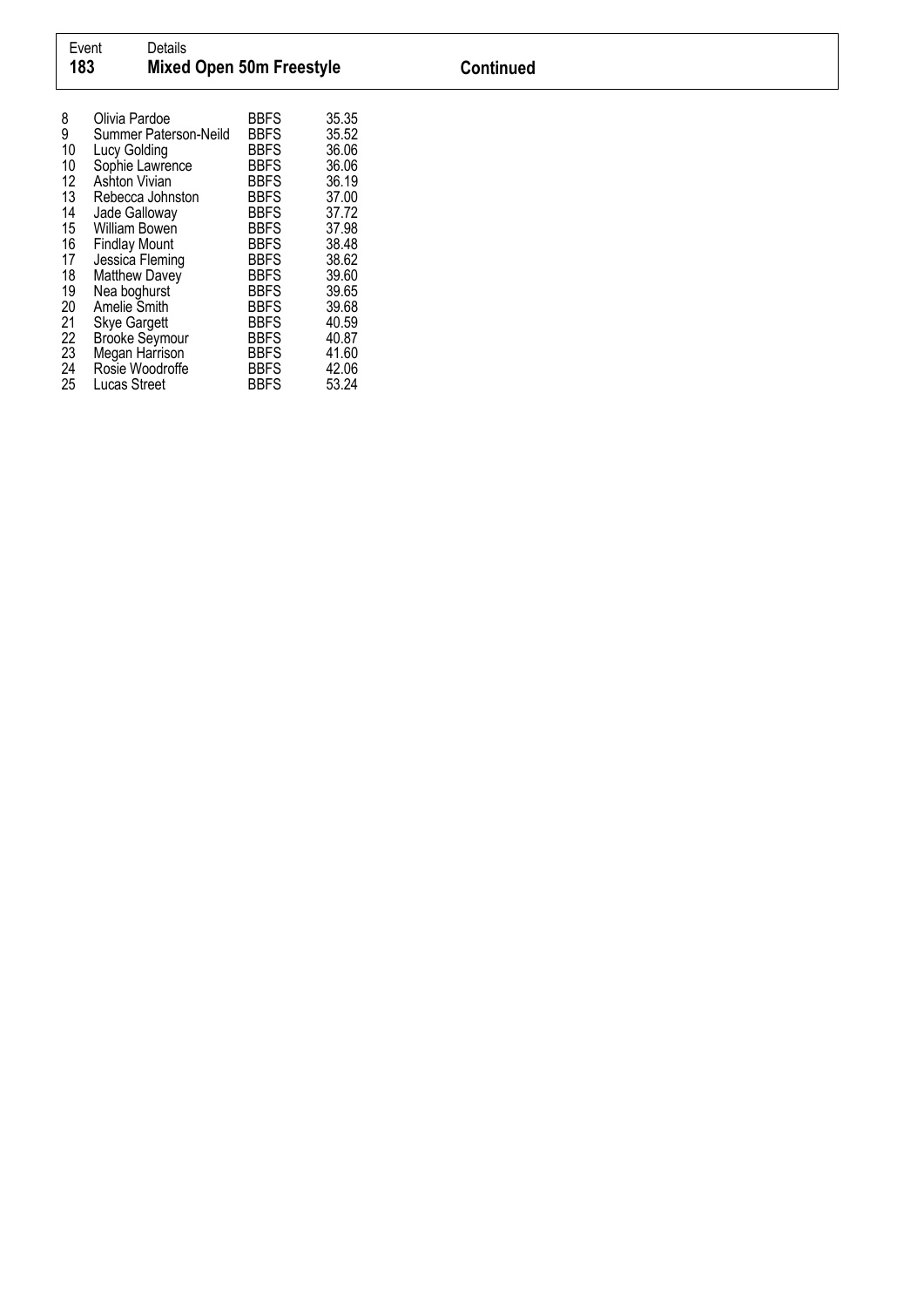Event **183** Details **Mixed Open 50m Freestyle** **Continued**

| | | | |
|---|---|---|---|
| 8 | Olivia Pardoe | BBFS | 35.35 |
| 9 | Summer Paterson-Neild | BBFS | 35.52 |
| 10 | Lucy Golding | BBFS | 36.06 |
| 10 | Sophie Lawrence | BBFS | 36.06 |
| 12 | Ashton Vivian | BBFS | 36.19 |
| 13 | Rebecca Johnston | BBFS | 37.00 |
| 14 | Jade Galloway | BBFS | 37.72 |
| 15 | William Bowen | BBFS | 37.98 |
| 16 | Findlay Mount | BBFS | 38.48 |
| 17 | Jessica Fleming | BBFS | 38.62 |
| 18 | Matthew Davey | BBFS | 39.60 |
| 19 | Nea boghurst | BBFS | 39.65 |
| 20 | Amelie Smith | BBFS | 39.68 |
| 21 | Skye Gargett | BBFS | 40.59 |
| 22 | Brooke Seymour | BBFS | 40.87 |
| 23 | Megan Harrison | BBFS | 41.60 |
| 24 | Rosie Woodroffe | BBFS | 42.06 |
| 25 | Lucas Street | BBFS | 53.24 |